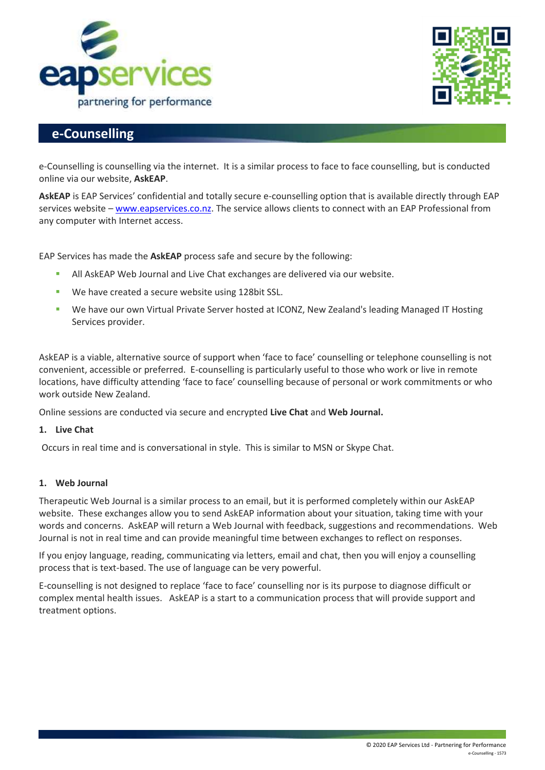# e-Counselling

e-Counselling is counselling via the internet. It is a similar process to face to face counselling, but is conducted online via our website, **AskEAP**.

**AskEAP** is EAP Services' confidential and totally secure e-counselling option that is available directly through EAP services website – www.eapservices.co.nz. The service allows clients to connect with an EAP Professional from any computer with Internet access.

EAP Services has made the **AskEAP** process safe and secure by the following:

- All AskEAP Web Journal and Live Chat exchanges are delivered via our website.
- We have created a secure website using 128bit SSL.
- We have our own Virtual Private Server hosted at ICONZ, New Zealand's leading Managed IT Hosting Services provider.

AskEAP is a viable, alternative source of support when 'face to face' counselling or telephone counselling is not convenient, accessible or preferred. E-counselling is particularly useful to those who work or live in remote locations, have difficulty attending 'face to face' counselling because of personal or work commitments or who work outside New Zealand.

Online sessions are conducted via secure and encrypted **Live Chat** and **Web Journal.**

**1. Live Chat**

Occurs in real time and is conversational in style. This is similar to MSN or Skype Chat.

**1. Web Journal**

Therapeutic Web Journal is a similar process to an email, but it is performed completely within our AskEAP website. These exchanges allow you to send AskEAP information about your situation, taking time with your words and concerns. AskEAP will return a Web Journal with feedback, suggestions and recommendations. Web Journal is not in real time and can provide meaningful time between exchanges to reflect on responses.

If you enjoy language, reading, communicating via letters, email and chat, then you will enjoy a counselling process that is text-based. The use of language can be very powerful.

E-counselling is not designed to replace 'face to face' counselling nor is its purpose to diagnose difficult or complex mental health issues. AskEAP is a start to a communication process that will provide support and treatment options.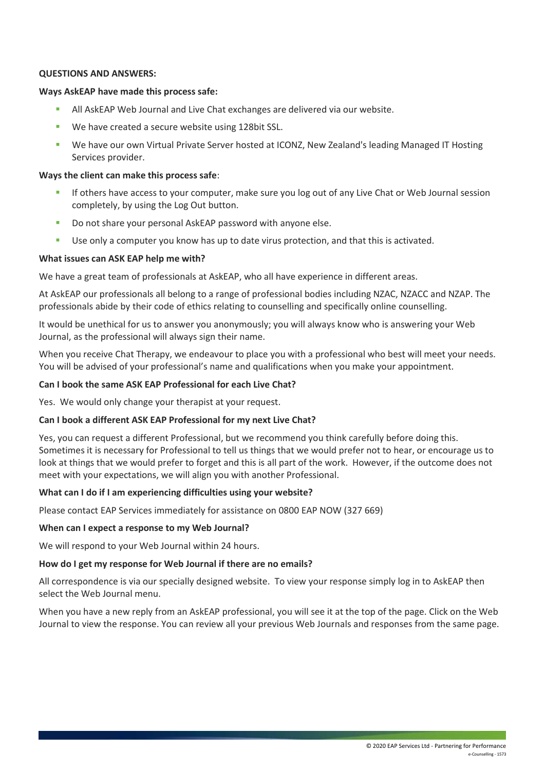**QUESTIONS AND ANSWERS:**

**Ways AskEAP have made this process safe:**

- All AskEAP Web Journal and Live Chat exchanges are delivered via our website.
- We have created a secure website using 128bit SSL.
- We have our own Virtual Private Server hosted at ICONZ, New Zealand's leading Managed IT Hosting Services provider.

**Ways the client can make this process safe**:

- If others have access to your computer, make sure you log out of any Live Chat or Web Journal session completely, by using the Log Out button.
- Do not share your personal AskEAP password with anyone else.
- Use only a computer you know has up to date virus protection, and that this is activated.

**What issues can ASK EAP help me with?**

We have a great team of professionals at AskEAP, who all have experience in different areas.

At AskEAP our professionals all belong to a range of professional bodies including NZAC, NZACC and NZAP. The professionals abide by their code of ethics relating to counselling and specifically online counselling.

It would be unethical for us to answer you anonymously; you will always know who is answering your Web Journal, as the professional will always sign their name.

When you receive Chat Therapy, we endeavour to place you with a professional who best will meet your needs. You will be advised of your professional's name and qualifications when you make your appointment.

**Can I book the same ASK EAP Professional for each Live Chat?**

Yes. We would only change your therapist at your request.

**Can I book a different ASK EAP Professional for my next Live Chat?**

Yes, you can request a different Professional, but we recommend you think carefully before doing this. Sometimes it is necessary for Professional to tell us things that we would prefer not to hear, or encourage us to look at things that we would prefer to forget and this is all part of the work. However, if the outcome does not meet with your expectations, we will align you with another Professional.

**What can I do if I am experiencing difficulties using your website?**

Please contact EAP Services immediately for assistance on 0800 EAP NOW (327 669)

**When can I expect a response to my Web Journal?**

We will respond to your Web Journal within 24 hours.

**How do I get my response for Web Journal if there are no emails?**

All correspondence is via our specially designed website. To view your response simply log in to AskEAP then select the Web Journal menu.

When you have a new reply from an AskEAP professional, you will see it at the top of the page. Click on the Web Journal to view the response. You can review all your previous Web Journals and responses from the same page.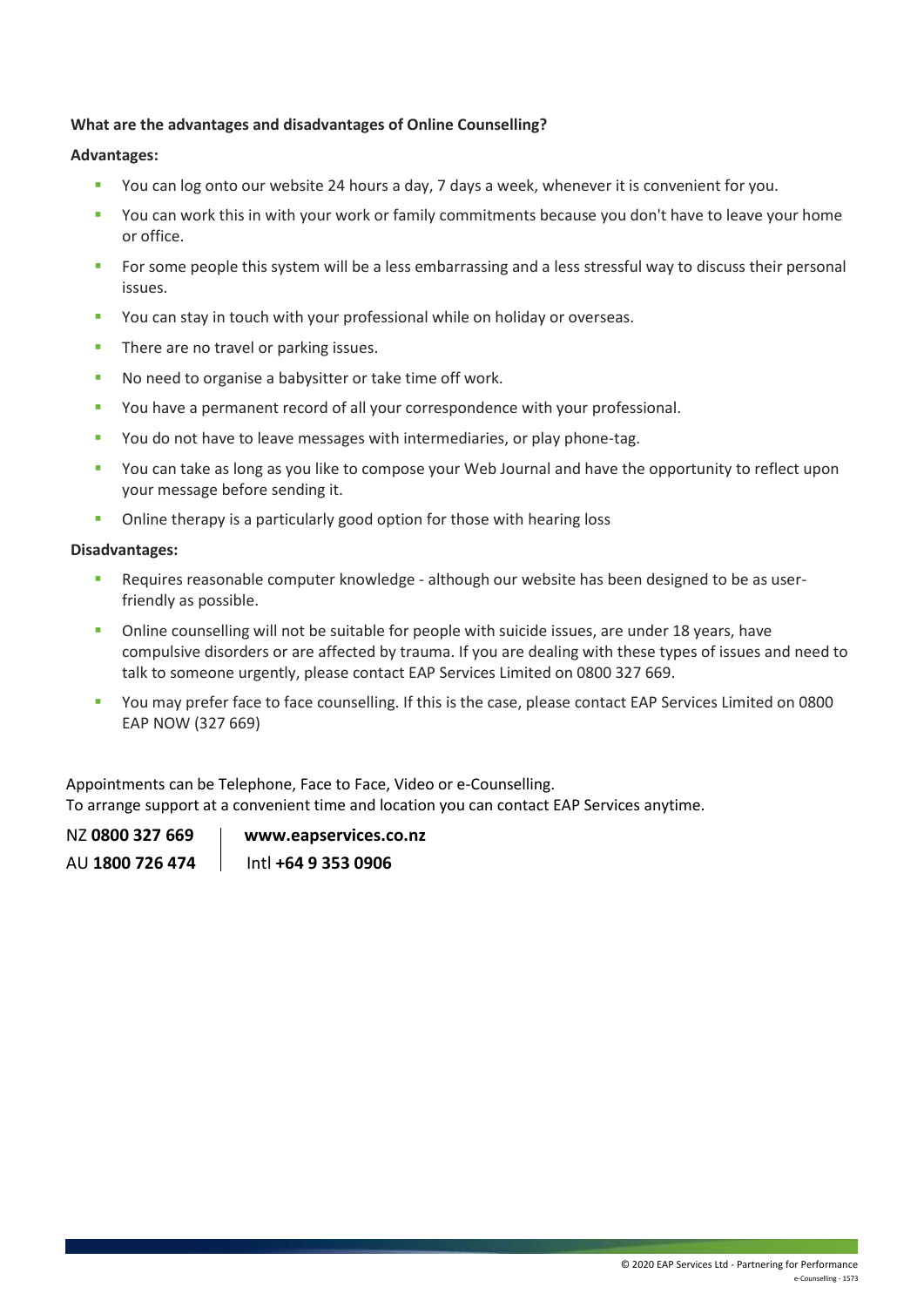**What are the advantages and disadvantages of Online Counselling?**

**Advantages:**

- You can log onto our website 24 hours a day, 7 days a week, whenever it is convenient for you.
- You can work this in with your work or family commitments because you don't have to leave your home or office.
- For some people this system will be a less embarrassing and a less stressful way to discuss their personal issues.
- You can stay in touch with your professional while on holiday or overseas.
- There are no travel or parking issues.
- No need to organise a babysitter or take time off work.
- You have a permanent record of all your correspondence with your professional.
- You do not have to leave messages with intermediaries, or play phone-tag.
- You can take as long as you like to compose your Web Journal and have the opportunity to reflect upon your message before sending it.
- Online therapy is a particularly good option for those with hearing loss

**Disadvantages:**

- Requires reasonable computer knowledge - although our website has been designed to be as user-friendly as possible.
- Online counselling will not be suitable for people with suicide issues, are under 18 years, have compulsive disorders or are affected by trauma. If you are dealing with these types of issues and need to talk to someone urgently, please contact EAP Services Limited on 0800 327 669.
- You may prefer face to face counselling. If this is the case, please contact EAP Services Limited on 0800 EAP NOW (327 669)

Appointments can be Telephone, Face to Face, Video or e-Counselling.
To arrange support at a convenient time and location you can contact EAP Services anytime.

NZ **0800 327 669** | **www.eapservices.co.nz**

AU **1800 726 474** | Intl **+64 9 353 0906**

© 2020 EAP Services Ltd - Partnering for Performance
e-Counselling - 1573